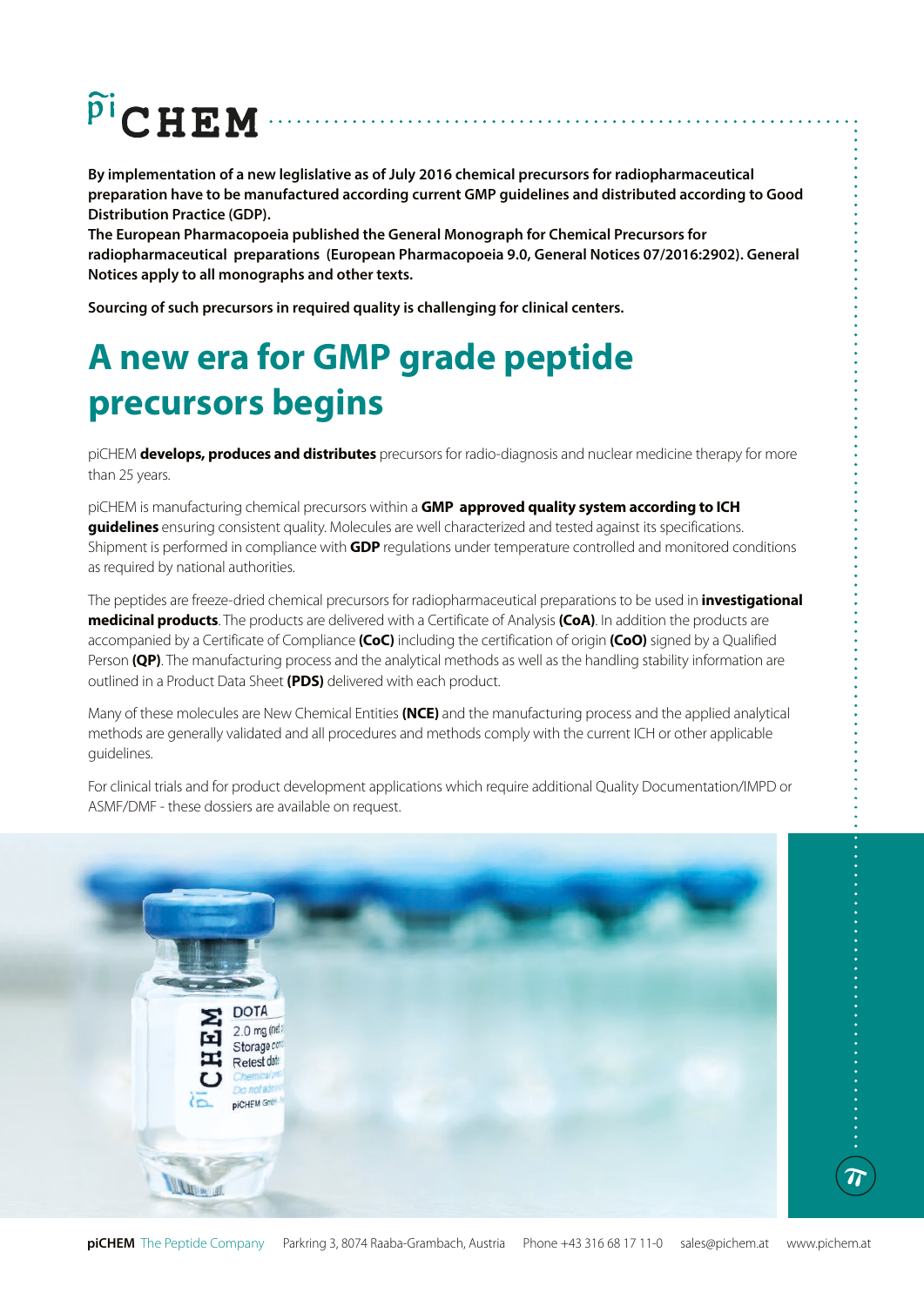# piCHEM

**By implementation of a new leglislative as of July 2016 chemical precursors for radiopharmaceutical preparation have to be manufactured according current GMP guidelines and distributed according to Good Distribution Practice (GDP).**
**The European Pharmacopoeia published the General Monograph for Chemical Precursors for radiopharmaceutical preparations (European Pharmacopoeia 9.0, General Notices 07/2016:2902). General Notices apply to all monographs and other texts.**

**Sourcing of such precursors in required quality is challenging for clinical centers.**

## A new era for GMP grade peptide precursors begins

piCHEM **develops, produces and distributes** precursors for radio-diagnosis and nuclear medicine therapy for more than 25 years.

piCHEM is manufacturing chemical precursors within a **GMP approved quality system according to ICH guidelines** ensuring consistent quality. Molecules are well characterized and tested against its specifications. Shipment is performed in compliance with **GDP** regulations under temperature controlled and monitored conditions as required by national authorities.

The peptides are freeze-dried chemical precursors for radiopharmaceutical preparations to be used in **investigational medicinal products**. The products are delivered with a Certificate of Analysis **(CoA)**. In addition the products are accompanied by a Certificate of Compliance **(CoC)** including the certification of origin **(CoO)** signed by a Qualified Person **(QP)**. The manufacturing process and the analytical methods as well as the handling stability information are outlined in a Product Data Sheet **(PDS)** delivered with each product.

Many of these molecules are New Chemical Entities **(NCE)** and the manufacturing process and the applied analytical methods are generally validated and all procedures and methods comply with the current ICH or other applicable guidelines.

For clinical trials and for product development applications which require additional Quality Documentation/IMPD or ASMF/DMF - these dossiers are available on request.

**piCHEM** The Peptide Company   Parkring 3, 8074 Raaba-Grambach, Austria   Phone +43 316 68 17 11-0   sales@pichem.at   www.pichem.at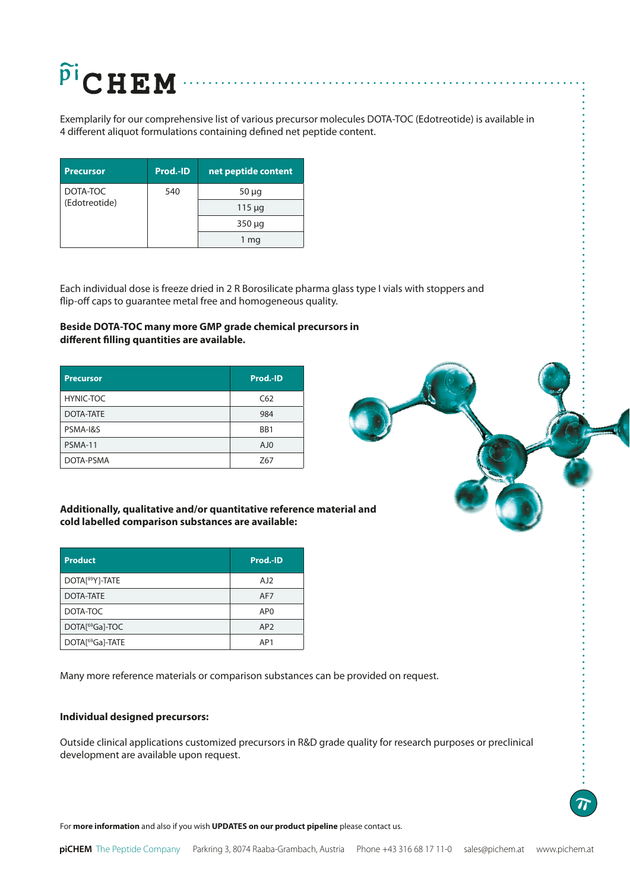Exemplarily for our comprehensive list of various precursor molecules DOTA-TOC (Edotreotide) is available in 4 different aliquot formulations containing defined net peptide content.

| Precursor | Prod.-ID | net peptide content |
| --- | --- | --- |
| DOTA-TOC (Edotreotide) | 540 | 50 µg |
| | | 115 µg |
| | | 350 µg |
| | | 1 mg |

Each individual dose is freeze dried in 2 R Borosilicate pharma glass type I vials with stoppers and flip-off caps to guarantee metal free and homogeneous quality.

**Beside DOTA-TOC many more GMP grade chemical precursors in different filling quantities are available.**

| Precursor | Prod.-ID |
| --- | --- |
| HYNIC-TOC | C62 |
| DOTA-TATE | 984 |
| PSMA-I&S | BB1 |
| PSMA-11 | AJ0 |
| DOTA-PSMA | Z67 |

**Additionally, qualitative and/or quantitative reference material and cold labelled comparison substances are available:**

| Product | Prod.-ID |
| --- | --- |
| DOTA[$^{89}$Y]-TATE | AJ2 |
| DOTA-TATE | AF7 |
| DOTA-TOC | AP0 |
| DOTA[$^{69}$Ga]-TOC | AP2 |
| DOTA[$^{69}$Ga]-TATE | AP1 |

Many more reference materials or comparison substances can be provided on request.

**Individual designed precursors:**

Outside clinical applications customized precursors in R&D grade quality for research purposes or preclinical development are available upon request.

For **more information** and also if you wish **UPDATES on our product pipeline** please contact us.

**piCHEM** The Peptide Company Parkring 3, 8074 Raaba-Grambach, Austria Phone +43 316 68 17 11-0 sales@pichem.at www.pichem.at